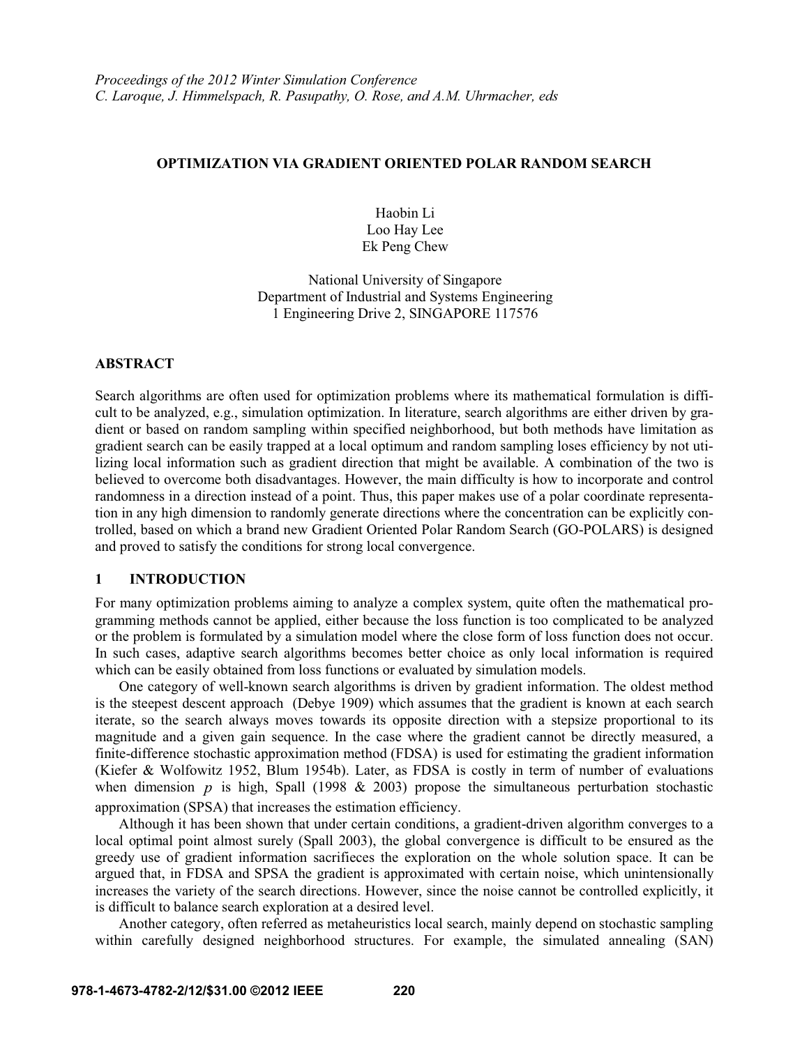*Proceedings of the 2012 Winter Simulation Conference*
*C. Laroque, J. Himmelspach, R. Pasupathy, O. Rose, and A.M. Uhrmacher, eds*

# OPTIMIZATION VIA GRADIENT ORIENTED POLAR RANDOM SEARCH

Haobin Li
Loo Hay Lee
Ek Peng Chew

National University of Singapore
Department of Industrial and Systems Engineering
1 Engineering Drive 2, SINGAPORE 117576

## ABSTRACT

Search algorithms are often used for optimization problems where its mathematical formulation is difficult to be analyzed, e.g., simulation optimization. In literature, search algorithms are either driven by gradient or based on random sampling within specified neighborhood, but both methods have limitation as gradient search can be easily trapped at a local optimum and random sampling loses efficiency by not utilizing local information such as gradient direction that might be available. A combination of the two is believed to overcome both disadvantages. However, the main difficulty is how to incorporate and control randomness in a direction instead of a point. Thus, this paper makes use of a polar coordinate representation in any high dimension to randomly generate directions where the concentration can be explicitly controlled, based on which a brand new Gradient Oriented Polar Random Search (GO-POLARS) is designed and proved to satisfy the conditions for strong local convergence.

## 1 INTRODUCTION

For many optimization problems aiming to analyze a complex system, quite often the mathematical programming methods cannot be applied, either because the loss function is too complicated to be analyzed or the problem is formulated by a simulation model where the close form of loss function does not occur. In such cases, adaptive search algorithms becomes better choice as only local information is required which can be easily obtained from loss functions or evaluated by simulation models.

One category of well-known search algorithms is driven by gradient information. The oldest method is the steepest descent approach (Debye 1909) which assumes that the gradient is known at each search iterate, so the search always moves towards its opposite direction with a stepsize proportional to its magnitude and a given gain sequence. In the case where the gradient cannot be directly measured, a finite-difference stochastic approximation method (FDSA) is used for estimating the gradient information (Kiefer & Wolfowitz 1952, Blum 1954b). Later, as FDSA is costly in term of number of evaluations when dimension $p$ is high, Spall (1998 & 2003) propose the simultaneous perturbation stochastic approximation (SPSA) that increases the estimation efficiency.

Although it has been shown that under certain conditions, a gradient-driven algorithm converges to a local optimal point almost surely (Spall 2003), the global convergence is difficult to be ensured as the greedy use of gradient information sacrifieces the exploration on the whole solution space. It can be argued that, in FDSA and SPSA the gradient is approximated with certain noise, which unintensionally increases the variety of the search directions. However, since the noise cannot be controlled explicitly, it is difficult to balance search exploration at a desired level.

Another category, often referred as metaheuristics local search, mainly depend on stochastic sampling within carefully designed neighborhood structures. For example, the simulated annealing (SAN)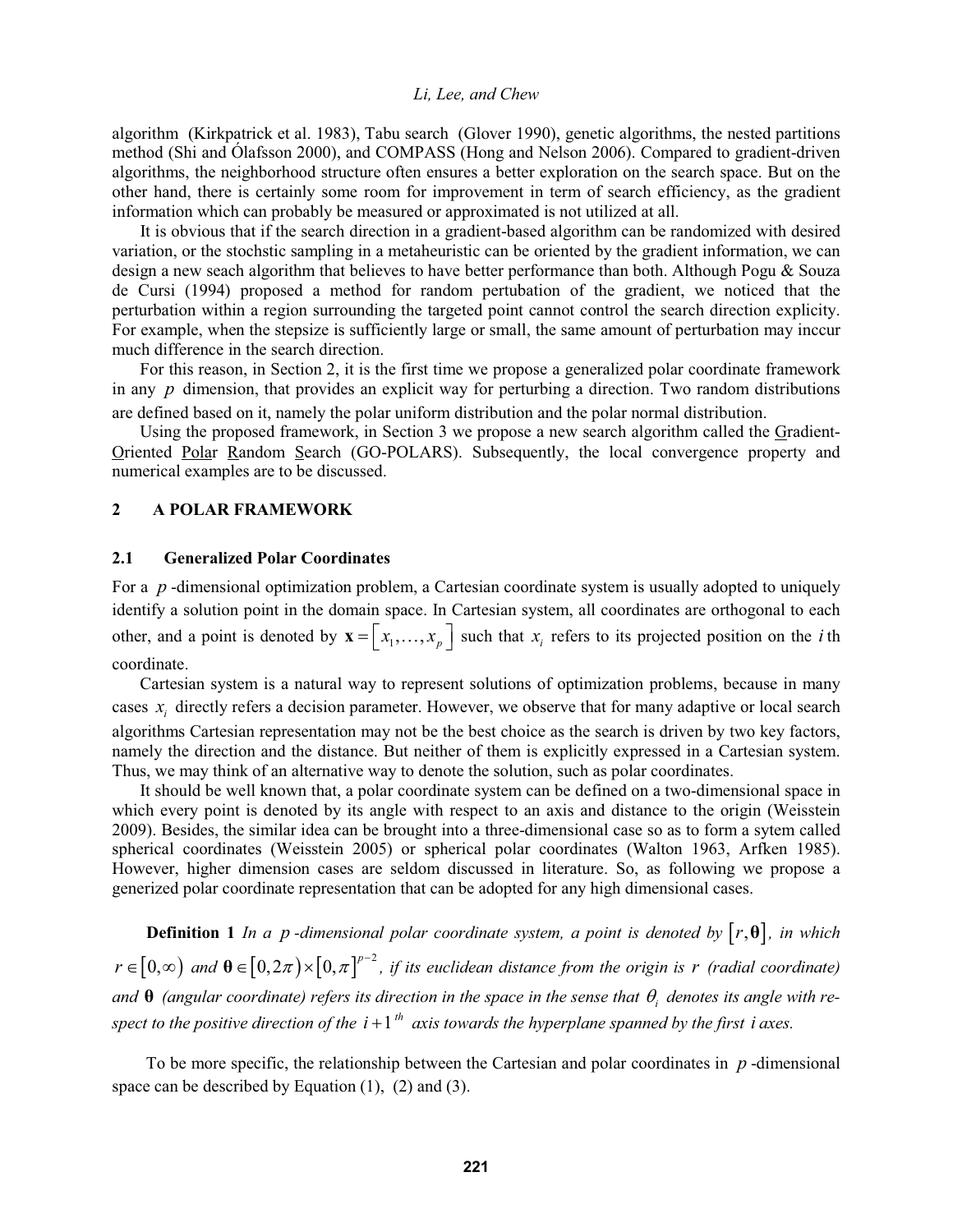algorithm (Kirkpatrick et al. 1983), Tabu search (Glover 1990), genetic algorithms, the nested partitions method (Shi and Ólafsson 2000), and COMPASS (Hong and Nelson 2006). Compared to gradient-driven algorithms, the neighborhood structure often ensures a better exploration on the search space. But on the other hand, there is certainly some room for improvement in term of search efficiency, as the gradient information which can probably be measured or approximated is not utilized at all.

It is obvious that if the search direction in a gradient-based algorithm can be randomized with desired variation, or the stochstic sampling in a metaheuristic can be oriented by the gradient information, we can design a new seach algorithm that believes to have better performance than both. Although Pogu & Souza de Cursi (1994) proposed a method for random pertubation of the gradient, we noticed that the perturbation within a region surrounding the targeted point cannot control the search direction explicity. For example, when the stepsize is sufficiently large or small, the same amount of perturbation may inccur much difference in the search direction.

For this reason, in Section 2, it is the first time we propose a generalized polar coordinate framework in any $p$ dimension, that provides an explicit way for perturbing a direction. Two random distributions are defined based on it, namely the polar uniform distribution and the polar normal distribution.

Using the proposed framework, in Section 3 we propose a new search algorithm called the Gradient-Oriented Polar Random Search (GO-POLARS). Subsequently, the local convergence property and numerical examples are to be discussed.

## 2 A POLAR FRAMEWORK

### 2.1 Generalized Polar Coordinates

For a $p$-dimensional optimization problem, a Cartesian coordinate system is usually adopted to uniquely identify a solution point in the domain space. In Cartesian system, all coordinates are orthogonal to each other, and a point is denoted by $\mathbf{x} = \left[x_1, \ldots, x_p\right]$ such that $x_i$ refers to its projected position on the $i$ th coordinate.

Cartesian system is a natural way to represent solutions of optimization problems, because in many cases $x_i$ directly refers a decision parameter. However, we observe that for many adaptive or local search algorithms Cartesian representation may not be the best choice as the search is driven by two key factors, namely the direction and the distance. But neither of them is explicitly expressed in a Cartesian system. Thus, we may think of an alternative way to denote the solution, such as polar coordinates.

It should be well known that, a polar coordinate system can be defined on a two-dimensional space in which every point is denoted by its angle with respect to an axis and distance to the origin (Weisstein 2009). Besides, the similar idea can be brought into a three-dimensional case so as to form a sytem called spherical coordinates (Weisstein 2005) or spherical polar coordinates (Walton 1963, Arfken 1985). However, higher dimension cases are seldom discussed in literature. So, as following we propose a generized polar coordinate representation that can be adopted for any high dimensional cases.

**Definition 1** *In a $p$-dimensional polar coordinate system, a point is denoted by $\left[r, \boldsymbol{\theta}\right]$, in which $r \in \left[0, \infty\right)$ and $\boldsymbol{\theta} \in \left[0, 2\pi\right) \times \left[0, \pi\right]^{p-2}$, if its euclidean distance from the origin is $r$ (radial coordinate) and $\boldsymbol{\theta}$ (angular coordinate) refers its direction in the space in the sense that $\theta_i$ denotes its angle with respect to the positive direction of the $i+1^{th}$ axis towards the hyperplane spanned by the first $i$ axes.*

To be more specific, the relationship between the Cartesian and polar coordinates in $p$-dimensional space can be described by Equation (1), (2) and (3).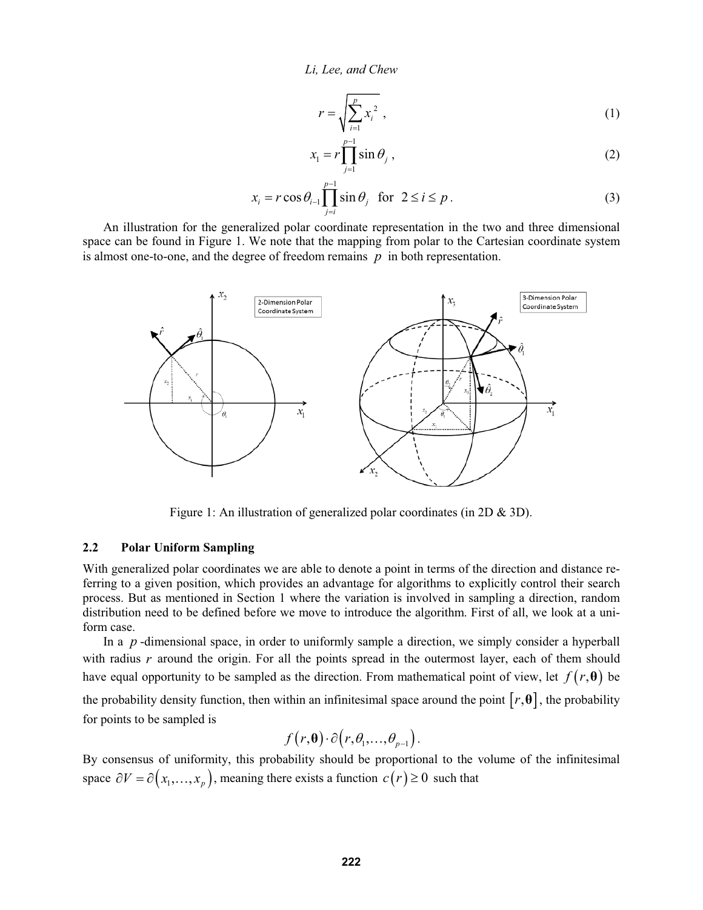$$r = \sqrt{\sum_{i=1}^{p} x_i^2}\ , \tag{1}$$

$$x_1 = r\prod_{j=1}^{p-1}\sin\theta_j\ , \tag{2}$$

$$x_i = r\cos\theta_{i-1}\prod_{j=i}^{p-1}\sin\theta_j \ \text{ for } \ 2 \le i \le p\,. \tag{3}$$

An illustration for the generalized polar coordinate representation in the two and three dimensional space can be found in Figure 1. We note that the mapping from polar to the Cartesian coordinate system is almost one-to-one, and the degree of freedom remains $p$ in both representation.

Figure 1: An illustration of generalized polar coordinates (in 2D & 3D).

### 2.2 Polar Uniform Sampling

With generalized polar coordinates we are able to denote a point in terms of the direction and distance referring to a given position, which provides an advantage for algorithms to explicitly control their search process. But as mentioned in Section 1 where the variation is involved in sampling a direction, random distribution need to be defined before we move to introduce the algorithm. First of all, we look at a uniform case.

In a $p$-dimensional space, in order to uniformly sample a direction, we simply consider a hyperball with radius $r$ around the origin. For all the points spread in the outermost layer, each of them should have equal opportunity to be sampled as the direction. From mathematical point of view, let $f(r,\boldsymbol{\theta})$ be the probability density function, then within an infinitesimal space around the point $[r,\boldsymbol{\theta}]$, the probability for points to be sampled is

$$f(r,\boldsymbol{\theta})\cdot\partial(r,\theta_1,\ldots,\theta_{p-1})\,.$$

By consensus of uniformity, this probability should be proportional to the volume of the infinitesimal space $\partial V = \partial(x_1,\ldots,x_p)$, meaning there exists a function $c(r) \ge 0$ such that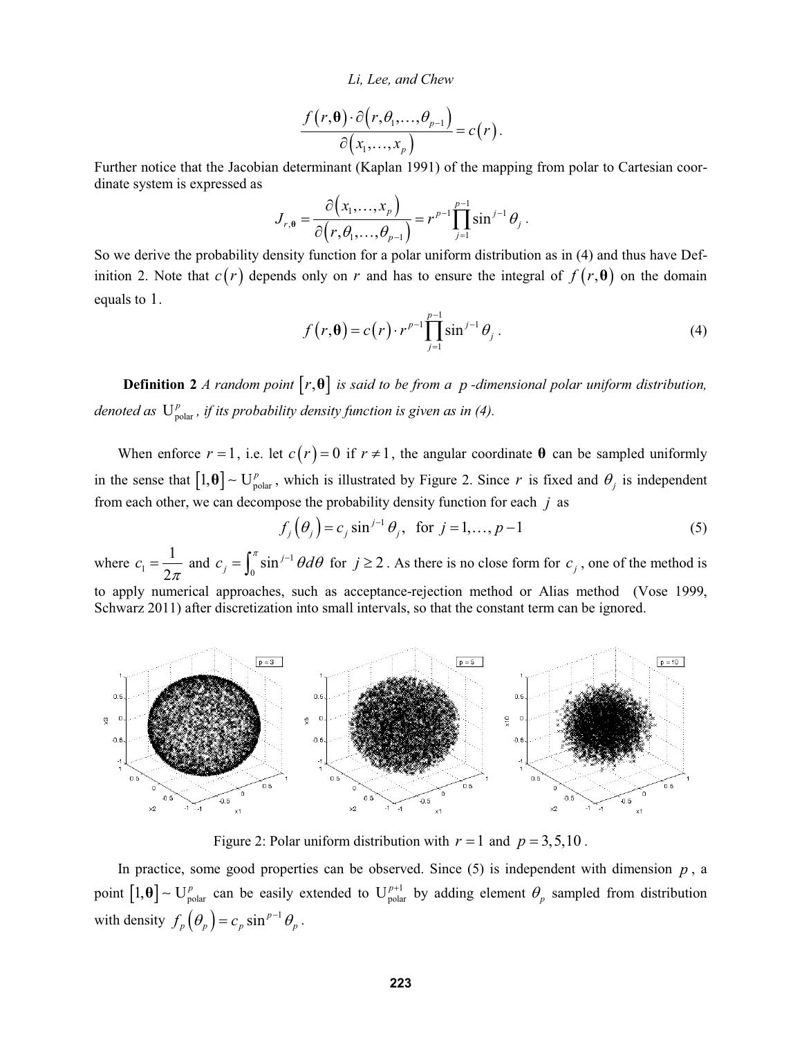$$\frac{f(r,\boldsymbol{\theta})\cdot\partial(r,\theta_1,\ldots,\theta_{p-1})}{\partial(x_1,\ldots,x_p)}=c(r).$$

Further notice that the Jacobian determinant (Kaplan 1991) of the mapping from polar to Cartesian coordinate system is expressed as

$$J_{r,\boldsymbol{\theta}}=\frac{\partial(x_1,\ldots,x_p)}{\partial(r,\theta_1,\ldots,\theta_{p-1})}=r^{p-1}\prod_{j=1}^{p-1}\sin^{j-1}\theta_j.$$

So we derive the probability density function for a polar uniform distribution as in (4) and thus have Definition 2. Note that $c(r)$ depends only on $r$ and has to ensure the integral of $f(r,\boldsymbol{\theta})$ on the domain equals to $1$.

$$f(r,\boldsymbol{\theta})=c(r)\cdot r^{p-1}\prod_{j=1}^{p-1}\sin^{j-1}\theta_j. \tag{4}$$

**Definition 2** *A random point $[r,\boldsymbol{\theta}]$ is said to be from a $p$-dimensional polar uniform distribution, denoted as $\mathrm{U}_{\mathrm{polar}}^{p}$, if its probability density function is given as in (4).*

When enforce $r=1$, i.e. let $c(r)=0$ if $r\neq 1$, the angular coordinate $\boldsymbol{\theta}$ can be sampled uniformly in the sense that $[1,\boldsymbol{\theta}]\sim\mathrm{U}_{\mathrm{polar}}^{p}$, which is illustrated by Figure 2. Since $r$ is fixed and $\theta_j$ is independent from each other, we can decompose the probability density function for each $j$ as

$$f_j(\theta_j)=c_j\sin^{j-1}\theta_j,\quad \text{for } j=1,\ldots,p-1 \tag{5}$$

where $c_1=\frac{1}{2\pi}$ and $c_j=\int_0^{\pi}\sin^{j-1}\theta d\theta$ for $j\geq 2$. As there is no close form for $c_j$, one of the method is to apply numerical approaches, such as acceptance-rejection method or Alias method (Vose 1999, Schwarz 2011) after discretization into small intervals, so that the constant term can be ignored.

Figure 2: Polar uniform distribution with $r=1$ and $p=3,5,10$.

In practice, some good properties can be observed. Since (5) is independent with dimension $p$, a point $[1,\boldsymbol{\theta}]\sim\mathrm{U}_{\mathrm{polar}}^{p}$ can be easily extended to $\mathrm{U}_{\mathrm{polar}}^{p+1}$ by adding element $\theta_p$ sampled from distribution with density $f_p(\theta_p)=c_p\sin^{p-1}\theta_p$.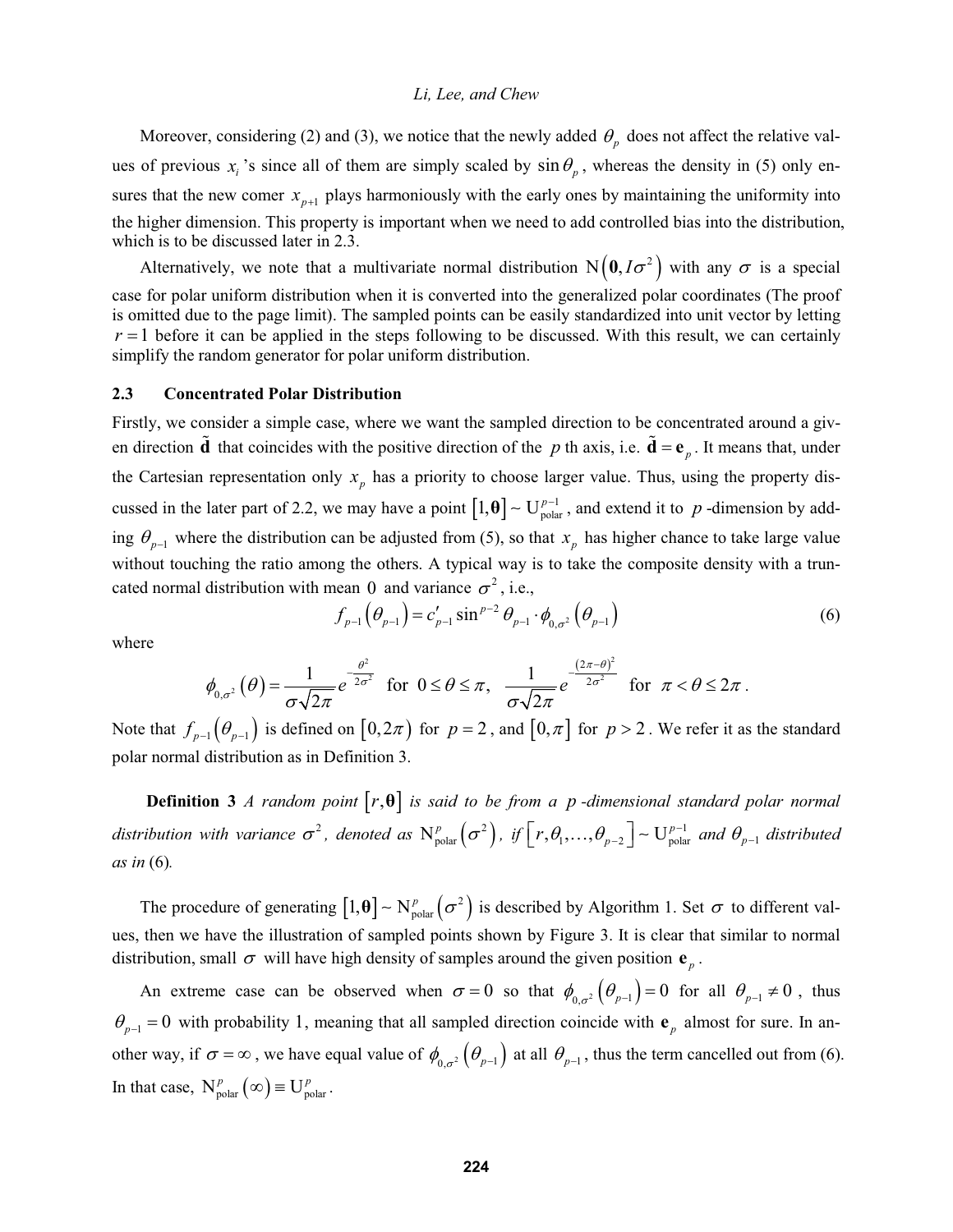Moreover, considering (2) and (3), we notice that the newly added $\theta_p$ does not affect the relative values of previous $x_i$'s since all of them are simply scaled by $\sin\theta_p$, whereas the density in (5) only ensures that the new comer $x_{p+1}$ plays harmoniously with the early ones by maintaining the uniformity into the higher dimension. This property is important when we need to add controlled bias into the distribution, which is to be discussed later in 2.3.

Alternatively, we note that a multivariate normal distribution $\mathrm{N}\left(\mathbf{0}, I\sigma^2\right)$ with any $\sigma$ is a special case for polar uniform distribution when it is converted into the generalized polar coordinates (The proof is omitted due to the page limit). The sampled points can be easily standardized into unit vector by letting $r = 1$ before it can be applied in the steps following to be discussed. With this result, we can certainly simplify the random generator for polar uniform distribution.

### 2.3 Concentrated Polar Distribution

Firstly, we consider a simple case, where we want the sampled direction to be concentrated around a given direction $\tilde{\mathbf{d}}$ that coincides with the positive direction of the $p$ th axis, i.e. $\tilde{\mathbf{d}} = \mathbf{e}_p$. It means that, under the Cartesian representation only $x_p$ has a priority to choose larger value. Thus, using the property discussed in the later part of 2.2, we may have a point $\left[1, \boldsymbol{\theta}\right] \sim \mathrm{U}_{\mathrm{polar}}^{p-1}$, and extend it to $p$-dimension by adding $\theta_{p-1}$ where the distribution can be adjusted from (5), so that $x_p$ has higher chance to take large value without touching the ratio among the others. A typical way is to take the composite density with a truncated normal distribution with mean $0$ and variance $\sigma^2$, i.e.,

$$f_{p-1}\left(\theta_{p-1}\right) = c'_{p-1} \sin^{p-2}\theta_{p-1} \cdot \phi_{0,\sigma^2}\left(\theta_{p-1}\right) \tag{6}$$

where

$$\phi_{0,\sigma^2}\left(\theta\right) = \frac{1}{\sigma\sqrt{2\pi}} e^{-\frac{\theta^2}{2\sigma^2}} \text{ for } 0 \le \theta \le \pi, \quad \frac{1}{\sigma\sqrt{2\pi}} e^{-\frac{(2\pi-\theta)^2}{2\sigma^2}} \text{ for } \pi < \theta \le 2\pi.$$

Note that $f_{p-1}\left(\theta_{p-1}\right)$ is defined on $\left[0, 2\pi\right)$ for $p = 2$, and $\left[0, \pi\right]$ for $p > 2$. We refer it as the standard polar normal distribution as in Definition 3.

**Definition 3** *A random point $\left[r, \boldsymbol{\theta}\right]$ is said to be from a $p$-dimensional standard polar normal distribution with variance $\sigma^2$, denoted as $\mathrm{N}_{\mathrm{polar}}^{p}\left(\sigma^2\right)$, if $\left[r, \theta_1, \ldots, \theta_{p-2}\right] \sim \mathrm{U}_{\mathrm{polar}}^{p-1}$ and $\theta_{p-1}$ distributed as in* (6)*.*

The procedure of generating $\left[1, \boldsymbol{\theta}\right] \sim \mathrm{N}_{\mathrm{polar}}^{p}\left(\sigma^2\right)$ is described by Algorithm 1. Set $\sigma$ to different values, then we have the illustration of sampled points shown by Figure 3. It is clear that similar to normal distribution, small $\sigma$ will have high density of samples around the given position $\mathbf{e}_p$.

An extreme case can be observed when $\sigma = 0$ so that $\phi_{0,\sigma^2}\left(\theta_{p-1}\right) = 0$ for all $\theta_{p-1} \ne 0$, thus $\theta_{p-1} = 0$ with probability 1, meaning that all sampled direction coincide with $\mathbf{e}_p$ almost for sure. In another way, if $\sigma = \infty$, we have equal value of $\phi_{0,\sigma^2}\left(\theta_{p-1}\right)$ at all $\theta_{p-1}$, thus the term cancelled out from (6). In that case, $\mathrm{N}_{\mathrm{polar}}^{p}\left(\infty\right) \equiv \mathrm{U}_{\mathrm{polar}}^{p}$.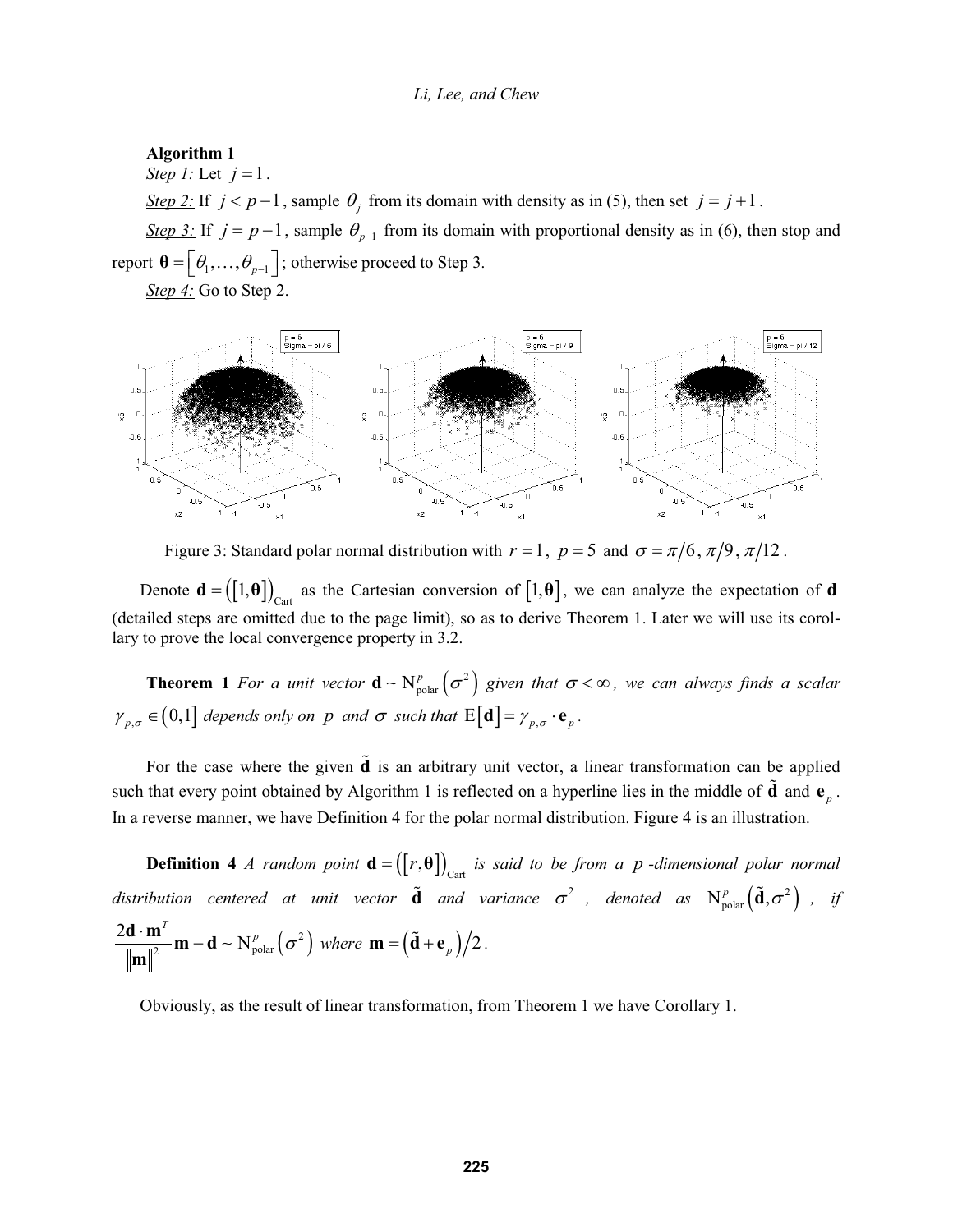**Algorithm 1**

*Step 1:* Let $j = 1$.

*Step 2:* If $j < p-1$, sample $\theta_j$ from its domain with density as in (5), then set $j = j+1$.

*Step 3:* If $j = p-1$, sample $\theta_{p-1}$ from its domain with proportional density as in (6), then stop and report $\boldsymbol{\theta} = \left[\theta_1, \ldots, \theta_{p-1}\right]$; otherwise proceed to Step 3.

*Step 4:* Go to Step 2.

Figure 3: Standard polar normal distribution with $r = 1$, $p = 5$ and $\sigma = \pi/6, \pi/9, \pi/12$.

Denote $\mathbf{d} = \left(\left[1, \boldsymbol{\theta}\right]\right)_{\text{Cart}}$ as the Cartesian conversion of $\left[1, \boldsymbol{\theta}\right]$, we can analyze the expectation of $\mathbf{d}$ (detailed steps are omitted due to the page limit), so as to derive Theorem 1. Later we will use its corollary to prove the local convergence property in 3.2.

**Theorem 1** *For a unit vector $\mathbf{d} \sim \mathrm{N}_{\text{polar}}^{p}\left(\sigma^2\right)$ given that $\sigma < \infty$, we can always finds a scalar $\gamma_{p,\sigma} \in (0,1]$ depends only on $p$ and $\sigma$ such that $\mathrm{E}\left[\mathbf{d}\right] = \gamma_{p,\sigma} \cdot \mathbf{e}_p$.*

For the case where the given $\tilde{\mathbf{d}}$ is an arbitrary unit vector, a linear transformation can be applied such that every point obtained by Algorithm 1 is reflected on a hyperline lies in the middle of $\tilde{\mathbf{d}}$ and $\mathbf{e}_p$. In a reverse manner, we have Definition 4 for the polar normal distribution. Figure 4 is an illustration.

**Definition 4** *A random point $\mathbf{d} = \left(\left[r, \boldsymbol{\theta}\right]\right)_{\text{Cart}}$ is said to be from a $p$-dimensional polar normal distribution centered at unit vector $\tilde{\mathbf{d}}$ and variance $\sigma^2$, denoted as $\mathrm{N}_{\text{polar}}^{p}\left(\tilde{\mathbf{d}}, \sigma^2\right)$, if $\dfrac{2\mathbf{d} \cdot \mathbf{m}^T}{\left\|\mathbf{m}\right\|^2}\mathbf{m} - \mathbf{d} \sim \mathrm{N}_{\text{polar}}^{p}\left(\sigma^2\right)$ where $\mathbf{m} = \left(\tilde{\mathbf{d}} + \mathbf{e}_p\right)/2$.*

Obviously, as the result of linear transformation, from Theorem 1 we have Corollary 1.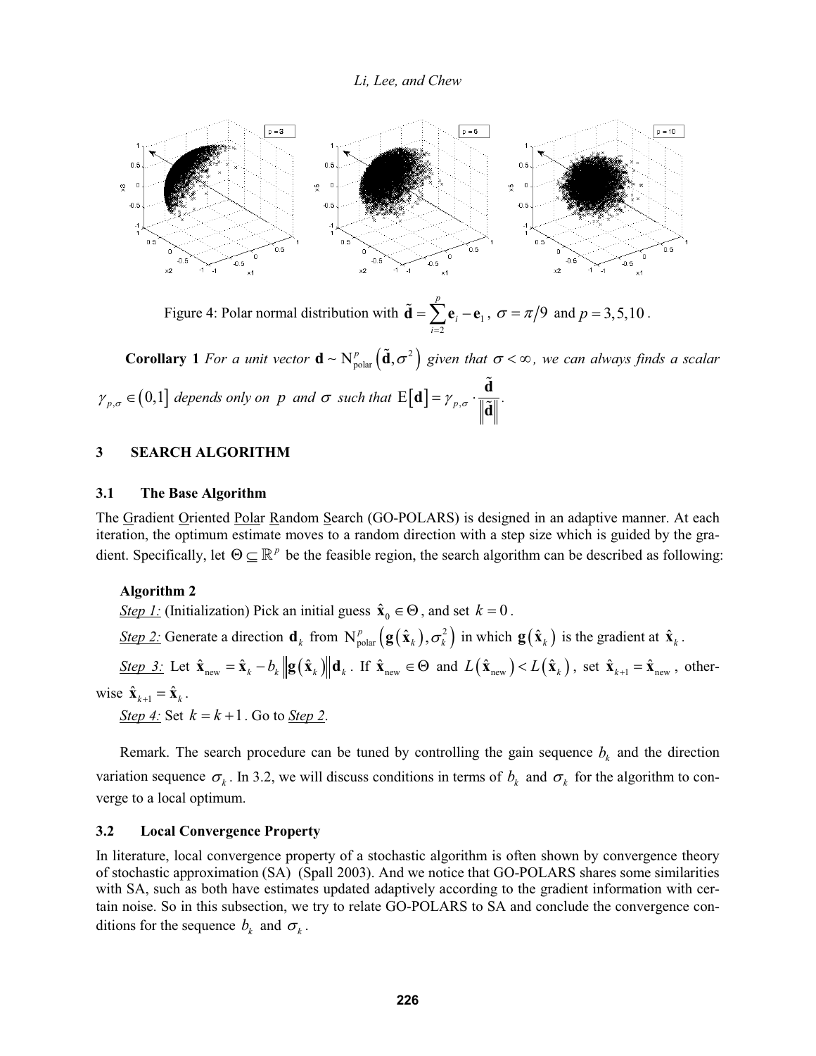Figure 4: Polar normal distribution with $\tilde{\mathbf{d}} = \sum_{i=2}^{p} \mathbf{e}_i - \mathbf{e}_1$, $\sigma = \pi/9$ and $p = 3, 5, 10$.

**Corollary 1** *For a unit vector* $\mathbf{d} \sim \mathrm{N}_{\text{polar}}^{p}\left(\tilde{\mathbf{d}}, \sigma^2\right)$ *given that* $\sigma < \infty$*, we can always finds a scalar* $\gamma_{p,\sigma} \in (0,1]$ *depends only on* $p$ *and* $\sigma$ *such that* $\mathrm{E}[\mathbf{d}] = \gamma_{p,\sigma} \cdot \frac{\tilde{\mathbf{d}}}{\|\tilde{\mathbf{d}}\|}$.

## 3 SEARCH ALGORITHM

### 3.1 The Base Algorithm

The Gradient Oriented Polar Random Search (GO-POLARS) is designed in an adaptive manner. At each iteration, the optimum estimate moves to a random direction with a step size which is guided by the gradient. Specifically, let $\Theta \subseteq \mathbb{R}^p$ be the feasible region, the search algorithm can be described as following:

**Algorithm 2**

*Step 1:* (Initialization) Pick an initial guess $\hat{\mathbf{x}}_0 \in \Theta$, and set $k = 0$.

*Step 2:* Generate a direction $\mathbf{d}_k$ from $\mathrm{N}_{\text{polar}}^{p}\left(\mathbf{g}(\hat{\mathbf{x}}_k), \sigma_k^2\right)$ in which $\mathbf{g}(\hat{\mathbf{x}}_k)$ is the gradient at $\hat{\mathbf{x}}_k$.

*Step 3:* Let $\hat{\mathbf{x}}_{\text{new}} = \hat{\mathbf{x}}_k - b_k \left\|\mathbf{g}(\hat{\mathbf{x}}_k)\right\| \mathbf{d}_k$. If $\hat{\mathbf{x}}_{\text{new}} \in \Theta$ and $L(\hat{\mathbf{x}}_{\text{new}}) < L(\hat{\mathbf{x}}_k)$, set $\hat{\mathbf{x}}_{k+1} = \hat{\mathbf{x}}_{\text{new}}$, otherwise $\hat{\mathbf{x}}_{k+1} = \hat{\mathbf{x}}_k$.

*Step 4:* Set $k = k + 1$. Go to *Step 2*.

Remark. The search procedure can be tuned by controlling the gain sequence $b_k$ and the direction variation sequence $\sigma_k$. In 3.2, we will discuss conditions in terms of $b_k$ and $\sigma_k$ for the algorithm to converge to a local optimum.

### 3.2 Local Convergence Property

In literature, local convergence property of a stochastic algorithm is often shown by convergence theory of stochastic approximation (SA) (Spall 2003). And we notice that GO-POLARS shares some similarities with SA, such as both have estimates updated adaptively according to the gradient information with certain noise. So in this subsection, we try to relate GO-POLARS to SA and conclude the convergence conditions for the sequence $b_k$ and $\sigma_k$.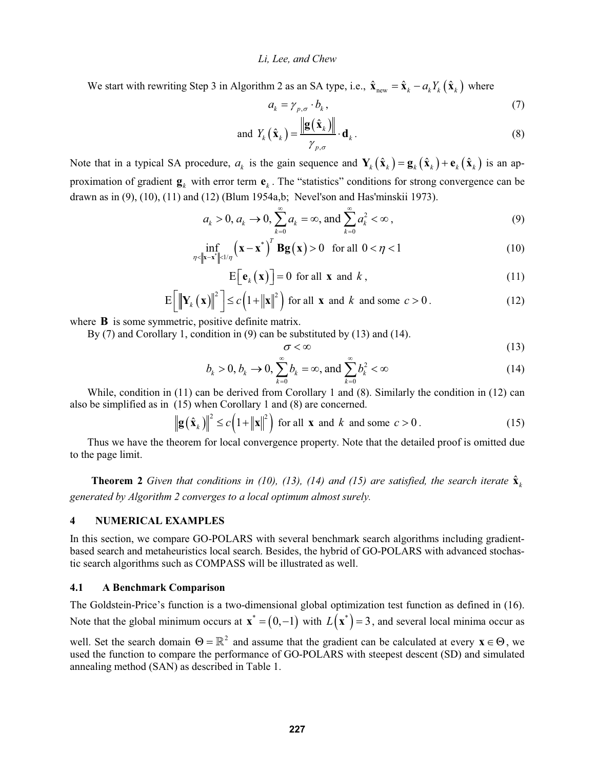We start with rewriting Step 3 in Algorithm 2 as an SA type, i.e., $\hat{\mathbf{x}}_{\text{new}} = \hat{\mathbf{x}}_k - a_k Y_k(\hat{\mathbf{x}}_k)$ where

$$a_k = \gamma_{p,\sigma} \cdot b_k, \tag{7}$$

$$\text{and } Y_k(\hat{\mathbf{x}}_k) = \frac{\left\|\mathbf{g}(\hat{\mathbf{x}}_k)\right\|}{\gamma_{p,\sigma}} \cdot \mathbf{d}_k. \tag{8}$$

Note that in a typical SA procedure, $a_k$ is the gain sequence and $\mathbf{Y}_k(\hat{\mathbf{x}}_k) = \mathbf{g}_k(\hat{\mathbf{x}}_k) + \mathbf{e}_k(\hat{\mathbf{x}}_k)$ is an approximation of gradient $\mathbf{g}_k$ with error term $\mathbf{e}_k$. The "statistics" conditions for strong convergence can be drawn as in (9), (10), (11) and (12) (Blum 1954a,b; Nevel'son and Has'minskii 1973).

$$a_k > 0, a_k \to 0, \sum_{k=0}^{\infty} a_k = \infty, \text{and} \sum_{k=0}^{\infty} a_k^2 < \infty, \tag{9}$$

$$\inf_{\eta < \left\|\mathbf{x}-\mathbf{x}^*\right\| < 1/\eta} \left(\mathbf{x}-\mathbf{x}^*\right)^T \mathbf{B}\mathbf{g}(\mathbf{x}) > 0 \quad \text{for all } 0 < \eta < 1 \tag{10}$$

$$\mathrm{E}\left[\mathbf{e}_k(\mathbf{x})\right] = 0 \text{ for all } \mathbf{x} \text{ and } k, \tag{11}$$

$$\mathrm{E}\left[\left\|\mathbf{Y}_k(\mathbf{x})\right\|^2\right] \le c\left(1+\left\|\mathbf{x}\right\|^2\right) \text{ for all } \mathbf{x} \text{ and } k \text{ and some } c > 0. \tag{12}$$

where $\mathbf{B}$ is some symmetric, positive definite matrix.

By (7) and Corollary 1, condition in (9) can be substituted by (13) and (14).

$$\sigma < \infty \tag{13}$$

$$b_k > 0, b_k \to 0, \sum_{k=0}^{\infty} b_k = \infty, \text{and} \sum_{k=0}^{\infty} b_k^2 < \infty \tag{14}$$

While, condition in (11) can be derived from Corollary 1 and (8). Similarly the condition in (12) can also be simplified as in (15) when Corollary 1 and (8) are concerned.

$$\left\|\mathbf{g}(\hat{\mathbf{x}}_k)\right\|^2 \le c\left(1+\left\|\mathbf{x}\right\|^2\right) \text{ for all } \mathbf{x} \text{ and } k \text{ and some } c > 0. \tag{15}$$

Thus we have the theorem for local convergence property. Note that the detailed proof is omitted due to the page limit.

**Theorem 2** *Given that conditions in (10), (13), (14) and (15) are satisfied, the search iterate $\hat{\mathbf{x}}_k$ generated by Algorithm 2 converges to a local optimum almost surely.*

## 4 NUMERICAL EXAMPLES

In this section, we compare GO-POLARS with several benchmark search algorithms including gradient-based search and metaheuristics local search. Besides, the hybrid of GO-POLARS with advanced stochastic search algorithms such as COMPASS will be illustrated as well.

### 4.1 A Benchmark Comparison

The Goldstein-Price's function is a two-dimensional global optimization test function as defined in (16). Note that the global minimum occurs at $\mathbf{x}^* = (0,-1)$ with $L(\mathbf{x}^*) = 3$, and several local minima occur as well. Set the search domain $\Theta = \mathbb{R}^2$ and assume that the gradient can be calculated at every $\mathbf{x} \in \Theta$, we used the function to compare the performance of GO-POLARS with steepest descent (SD) and simulated annealing method (SAN) as described in Table 1.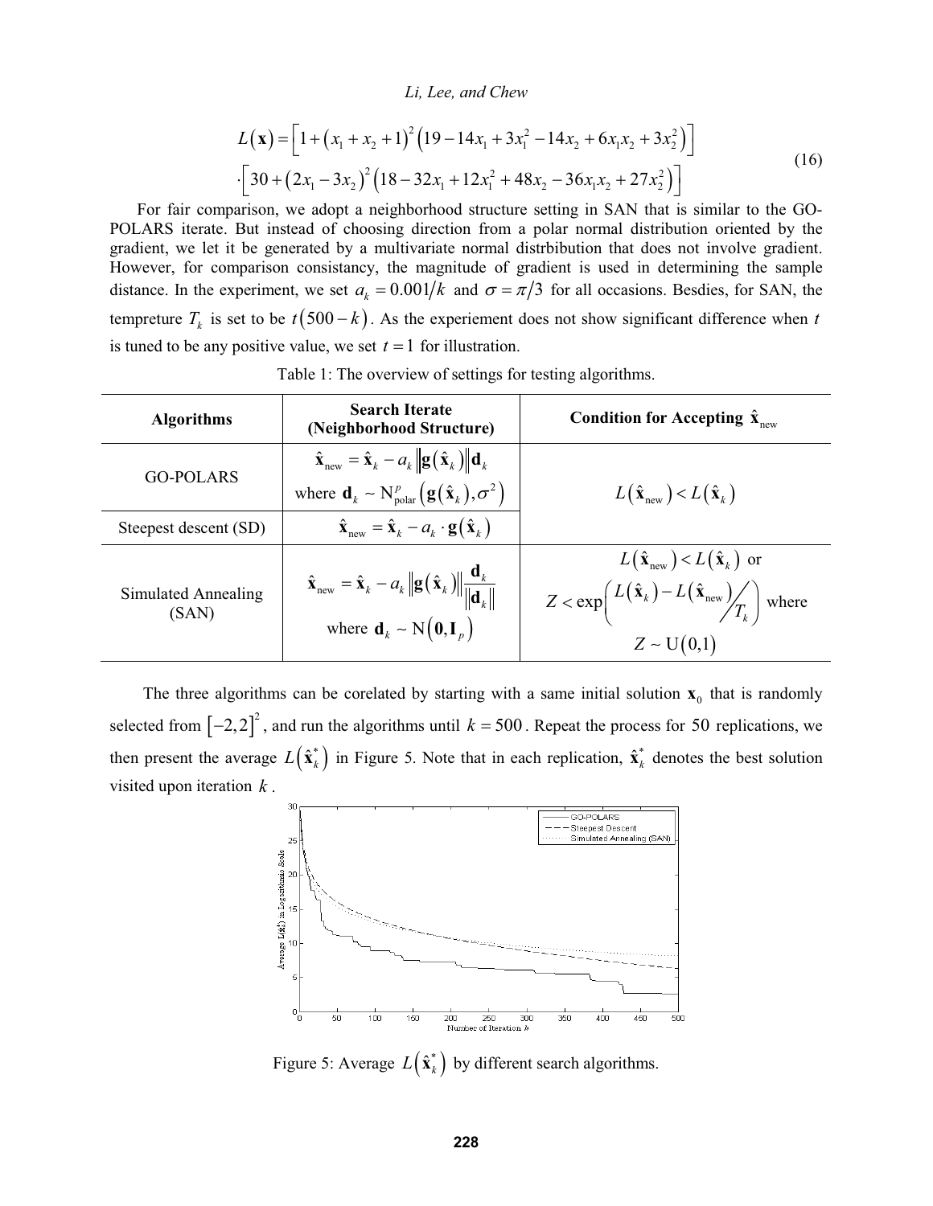$$
\begin{aligned}
L(\mathbf{x}) = & \left[1+(x_1+x_2+1)^2\left(19-14x_1+3x_1^2-14x_2+6x_1x_2+3x_2^2\right)\right] \\
& \cdot\left[30+(2x_1-3x_2)^2\left(18-32x_1+12x_1^2+48x_2-36x_1x_2+27x_2^2\right)\right]
\end{aligned}
\tag{16}
$$

For fair comparison, we adopt a neighborhood structure setting in SAN that is similar to the GO-POLARS iterate. But instead of choosing direction from a polar normal distribution oriented by the gradient, we let it be generated by a multivariate normal distrbibution that does not involve gradient. However, for comparison consistancy, the magnitude of gradient is used in determining the sample distance. In the experiment, we set $a_k = 0.001/k$ and $\sigma = \pi/3$ for all occasions. Besdies, for SAN, the tempreture $T_k$ is set to be $t(500-k)$. As the experiement does not show significant difference when $t$ is tuned to be any positive value, we set $t=1$ for illustration.

Table 1: The overview of settings for testing algorithms.

| Algorithms | Search Iterate (Neighborhood Structure) | Condition for Accepting $\hat{\mathbf{x}}_{\text{new}}$ |
|---|---|---|
| GO-POLARS | $\hat{\mathbf{x}}_{\text{new}} = \hat{\mathbf{x}}_k - a_k \lVert\mathbf{g}(\hat{\mathbf{x}}_k)\rVert \mathbf{d}_k$ where $\mathbf{d}_k \sim \mathrm{N}_{\text{polar}}^p\left(\mathbf{g}(\hat{\mathbf{x}}_k), \sigma^2\right)$ | $L(\hat{\mathbf{x}}_{\text{new}}) < L(\hat{\mathbf{x}}_k)$ |
| Steepest descent (SD) | $\hat{\mathbf{x}}_{\text{new}} = \hat{\mathbf{x}}_k - a_k \cdot \mathbf{g}(\hat{\mathbf{x}}_k)$ | $L(\hat{\mathbf{x}}_{\text{new}}) < L(\hat{\mathbf{x}}_k)$ |
| Simulated Annealing (SAN) | $\hat{\mathbf{x}}_{\text{new}} = \hat{\mathbf{x}}_k - a_k \lVert\mathbf{g}(\hat{\mathbf{x}}_k)\rVert \frac{\mathbf{d}_k}{\lVert\mathbf{d}_k\rVert}$ where $\mathbf{d}_k \sim \mathrm{N}(\mathbf{0}, \mathbf{I}_p)$ | $L(\hat{\mathbf{x}}_{\text{new}}) < L(\hat{\mathbf{x}}_k)$ or $Z < \exp\left(\left.\left(L(\hat{\mathbf{x}}_k) - L(\hat{\mathbf{x}}_{\text{new}})\right)\middle/ T_k\right.\right)$ where $Z \sim \mathrm{U}(0,1)$ |

The three algorithms can be corelated by starting with a same initial solution $\mathbf{x}_0$ that is randomly selected from $[-2,2]^2$, and run the algorithms until $k = 500$. Repeat the process for $50$ replications, we then present the average $L(\hat{\mathbf{x}}_k^*)$ in Figure 5. Note that in each replication, $\hat{\mathbf{x}}_k^*$ denotes the best solution visited upon iteration $k$.

Figure 5: Average $L(\hat{\mathbf{x}}_k^*)$ by different search algorithms.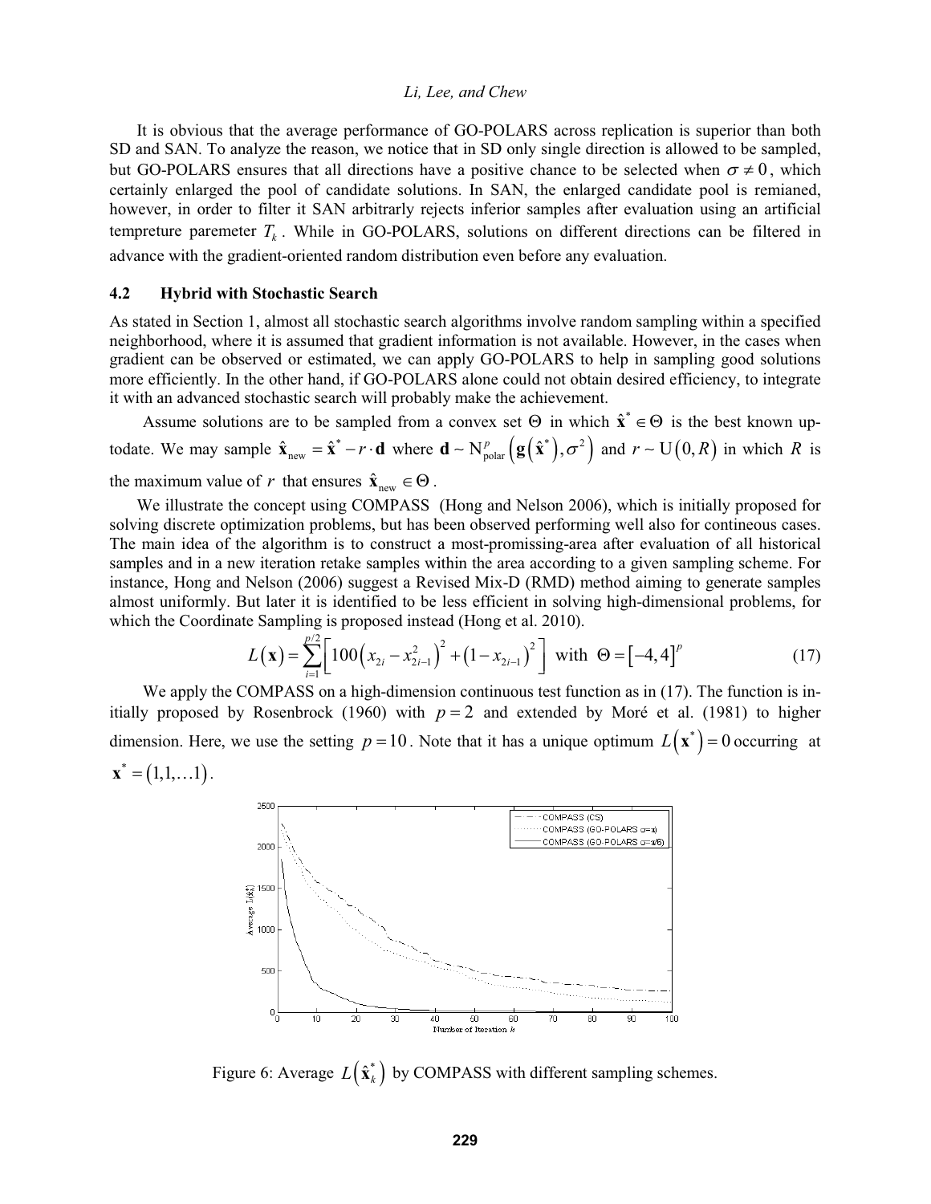It is obvious that the average performance of GO-POLARS across replication is superior than both SD and SAN. To analyze the reason, we notice that in SD only single direction is allowed to be sampled, but GO-POLARS ensures that all directions have a positive chance to be selected when $\sigma \neq 0$, which certainly enlarged the pool of candidate solutions. In SAN, the enlarged candidate pool is remianed, however, in order to filter it SAN arbitrarly rejects inferior samples after evaluation using an artificial tempreture paremeter $T_k$. While in GO-POLARS, solutions on different directions can be filtered in advance with the gradient-oriented random distribution even before any evaluation.

### 4.2 Hybrid with Stochastic Search

As stated in Section 1, almost all stochastic search algorithms involve random sampling within a specified neighborhood, where it is assumed that gradient information is not available. However, in the cases when gradient can be observed or estimated, we can apply GO-POLARS to help in sampling good solutions more efficiently. In the other hand, if GO-POLARS alone could not obtain desired efficiency, to integrate it with an advanced stochastic search will probably make the achievement.

Assume solutions are to be sampled from a convex set $\Theta$ in which $\hat{\mathbf{x}}^* \in \Theta$ is the best known up-todate. We may sample $\hat{\mathbf{x}}_{\text{new}} = \hat{\mathbf{x}}^* - r \cdot \mathbf{d}$ where $\mathbf{d} \sim \mathrm{N}_{\text{polar}}^{p}\left(\mathbf{g}\left(\hat{\mathbf{x}}^*\right), \sigma^2\right)$ and $r \sim \mathrm{U}\left(0, R\right)$ in which $R$ is the maximum value of $r$ that ensures $\hat{\mathbf{x}}_{\text{new}} \in \Theta$.

We illustrate the concept using COMPASS (Hong and Nelson 2006), which is initially proposed for solving discrete optimization problems, but has been observed performing well also for contineous cases. The main idea of the algorithm is to construct a most-promissing-area after evaluation of all historical samples and in a new iteration retake samples within the area according to a given sampling scheme. For instance, Hong and Nelson (2006) suggest a Revised Mix-D (RMD) method aiming to generate samples almost uniformly. But later it is identified to be less efficient in solving high-dimensional problems, for which the Coordinate Sampling is proposed instead (Hong et al. 2010).

$$L\left(\mathbf{x}\right) = \sum_{i=1}^{p/2} \left[ 100\left(x_{2i} - x_{2i-1}^2\right)^2 + \left(1 - x_{2i-1}\right)^2 \right] \text{ with } \Theta = \left[-4, 4\right]^p \tag{17}$$

We apply the COMPASS on a high-dimension continuous test function as in (17). The function is initially proposed by Rosenbrock (1960) with $p = 2$ and extended by Moré et al. (1981) to higher dimension. Here, we use the setting $p = 10$. Note that it has a unique optimum $L\left(\mathbf{x}^*\right) = 0$ occurring at $\mathbf{x}^* = \left(1, 1, \ldots 1\right)$.

Figure 6: Average $L\left(\hat{\mathbf{x}}_k^*\right)$ by COMPASS with different sampling schemes.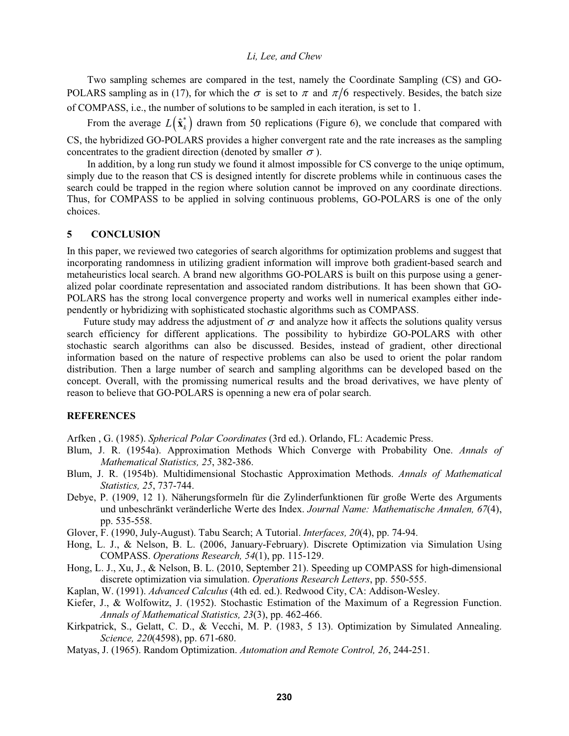Two sampling schemes are compared in the test, namely the Coordinate Sampling (CS) and GO-POLARS sampling as in (17), for which the $\sigma$ is set to $\pi$ and $\pi/6$ respectively. Besides, the batch size of COMPASS, i.e., the number of solutions to be sampled in each iteration, is set to 1.

From the average $L\left(\hat{\mathbf{x}}_k^*\right)$ drawn from 50 replications (Figure 6), we conclude that compared with CS, the hybridized GO-POLARS provides a higher convergent rate and the rate increases as the sampling concentrates to the gradient direction (denoted by smaller $\sigma$).

In addition, by a long run study we found it almost impossible for CS converge to the uniqe optimum, simply due to the reason that CS is designed intently for discrete problems while in continuous cases the search could be trapped in the region where solution cannot be improved on any coordinate directions. Thus, for COMPASS to be applied in solving continuous problems, GO-POLARS is one of the only choices.

## 5 CONCLUSION

In this paper, we reviewed two categories of search algorithms for optimization problems and suggest that incorporating randomness in utilizing gradient information will improve both gradient-based search and metaheuristics local search. A brand new algorithms GO-POLARS is built on this purpose using a generalized polar coordinate representation and associated random distributions. It has been shown that GO-POLARS has the strong local convergence property and works well in numerical examples either independently or hybridizing with sophisticated stochastic algorithms such as COMPASS.

Future study may address the adjustment of $\sigma$ and analyze how it affects the solutions quality versus search efficiency for different applications. The possibility to hybirdize GO-POLARS with other stochastic search algorithms can also be discussed. Besides, instead of gradient, other directional information based on the nature of respective problems can also be used to orient the polar random distribution. Then a large number of search and sampling algorithms can be developed based on the concept. Overall, with the promissing numerical results and the broad derivatives, we have plenty of reason to believe that GO-POLARS is openning a new era of polar search.

## REFERENCES

Arfken , G. (1985). *Spherical Polar Coordinates* (3rd ed.). Orlando, FL: Academic Press.

Blum, J. R. (1954a). Approximation Methods Which Converge with Probability One. *Annals of Mathematical Statistics, 25*, 382-386.

Blum, J. R. (1954b). Multidimensional Stochastic Approximation Methods. *Annals of Mathematical Statistics, 25*, 737-744.

Debye, P. (1909, 12 1). Näherungsformeln für die Zylinderfunktionen für große Werte des Arguments und unbeschränkt veränderliche Werte des Index. *Journal Name: Mathematische Annalen, 67*(4), pp. 535-558.

Glover, F. (1990, July-August). Tabu Search; A Tutorial. *Interfaces, 20*(4), pp. 74-94.

Hong, L. J., & Nelson, B. L. (2006, January-February). Discrete Optimization via Simulation Using COMPASS. *Operations Research, 54*(1), pp. 115-129.

Hong, L. J., Xu, J., & Nelson, B. L. (2010, September 21). Speeding up COMPASS for high-dimensional discrete optimization via simulation. *Operations Research Letters*, pp. 550-555.

Kaplan, W. (1991). *Advanced Calculus* (4th ed. ed.). Redwood City, CA: Addison-Wesley.

Kiefer, J., & Wolfowitz, J. (1952). Stochastic Estimation of the Maximum of a Regression Function. *Annals of Mathematical Statistics, 23*(3), pp. 462-466.

Kirkpatrick, S., Gelatt, C. D., & Vecchi, M. P. (1983, 5 13). Optimization by Simulated Annealing. *Science, 220*(4598), pp. 671-680.

Matyas, J. (1965). Random Optimization. *Automation and Remote Control, 26*, 244-251.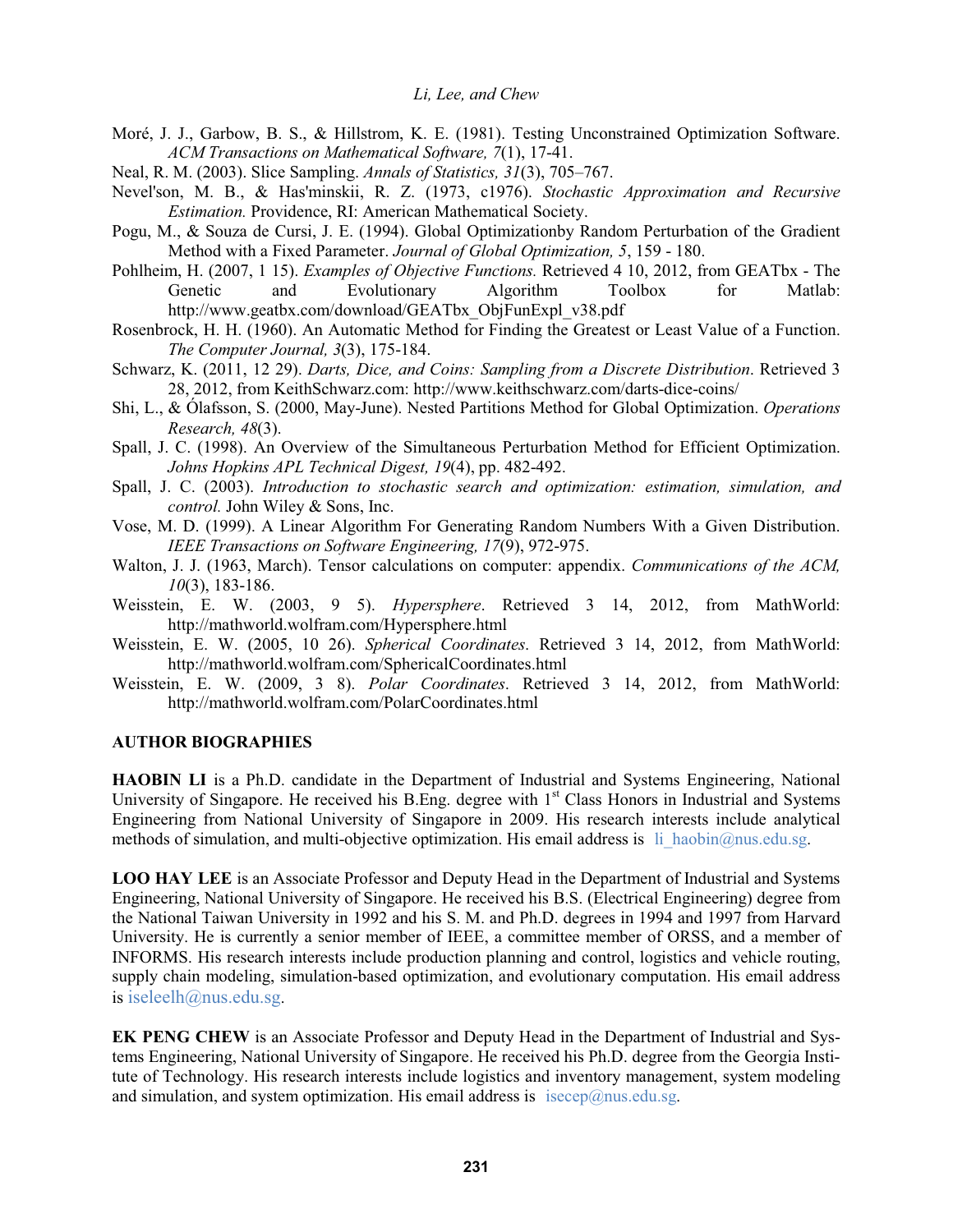Moré, J. J., Garbow, B. S., & Hillstrom, K. E. (1981). Testing Unconstrained Optimization Software. *ACM Transactions on Mathematical Software, 7*(1), 17-41.

Neal, R. M. (2003). Slice Sampling. *Annals of Statistics, 31*(3), 705–767.

Nevel'son, M. B., & Has'minskii, R. Z. (1973, c1976). *Stochastic Approximation and Recursive Estimation.* Providence, RI: American Mathematical Society.

Pogu, M., & Souza de Cursi, J. E. (1994). Global Optimizationby Random Perturbation of the Gradient Method with a Fixed Parameter. *Journal of Global Optimization, 5*, 159 - 180.

Pohlheim, H. (2007, 1 15). *Examples of Objective Functions.* Retrieved 4 10, 2012, from GEATbx - The Genetic and Evolutionary Algorithm Toolbox for Matlab: http://www.geatbx.com/download/GEATbx_ObjFunExpl_v38.pdf

Rosenbrock, H. H. (1960). An Automatic Method for Finding the Greatest or Least Value of a Function. *The Computer Journal, 3*(3), 175-184.

Schwarz, K. (2011, 12 29). *Darts, Dice, and Coins: Sampling from a Discrete Distribution*. Retrieved 3 28, 2012, from KeithSchwarz.com: http://www.keithschwarz.com/darts-dice-coins/

Shi, L., & Ólafsson, S. (2000, May-June). Nested Partitions Method for Global Optimization. *Operations Research, 48*(3).

Spall, J. C. (1998). An Overview of the Simultaneous Perturbation Method for Efficient Optimization. *Johns Hopkins APL Technical Digest, 19*(4), pp. 482-492.

Spall, J. C. (2003). *Introduction to stochastic search and optimization: estimation, simulation, and control.* John Wiley & Sons, Inc.

Vose, M. D. (1999). A Linear Algorithm For Generating Random Numbers With a Given Distribution. *IEEE Transactions on Software Engineering, 17*(9), 972-975.

Walton, J. J. (1963, March). Tensor calculations on computer: appendix. *Communications of the ACM, 10*(3), 183-186.

Weisstein, E. W. (2003, 9 5). *Hypersphere*. Retrieved 3 14, 2012, from MathWorld: http://mathworld.wolfram.com/Hypersphere.html

Weisstein, E. W. (2005, 10 26). *Spherical Coordinates*. Retrieved 3 14, 2012, from MathWorld: http://mathworld.wolfram.com/SphericalCoordinates.html

Weisstein, E. W. (2009, 3 8). *Polar Coordinates*. Retrieved 3 14, 2012, from MathWorld: http://mathworld.wolfram.com/PolarCoordinates.html

## AUTHOR BIOGRAPHIES

**HAOBIN LI** is a Ph.D. candidate in the Department of Industrial and Systems Engineering, National University of Singapore. He received his B.Eng. degree with 1st Class Honors in Industrial and Systems Engineering from National University of Singapore in 2009. His research interests include analytical methods of simulation, and multi-objective optimization. His email address is li_haobin@nus.edu.sg.

**LOO HAY LEE** is an Associate Professor and Deputy Head in the Department of Industrial and Systems Engineering, National University of Singapore. He received his B.S. (Electrical Engineering) degree from the National Taiwan University in 1992 and his S. M. and Ph.D. degrees in 1994 and 1997 from Harvard University. He is currently a senior member of IEEE, a committee member of ORSS, and a member of INFORMS. His research interests include production planning and control, logistics and vehicle routing, supply chain modeling, simulation-based optimization, and evolutionary computation. His email address is iseleelh@nus.edu.sg.

**EK PENG CHEW** is an Associate Professor and Deputy Head in the Department of Industrial and Systems Engineering, National University of Singapore. He received his Ph.D. degree from the Georgia Institute of Technology. His research interests include logistics and inventory management, system modeling and simulation, and system optimization. His email address is isecep@nus.edu.sg.